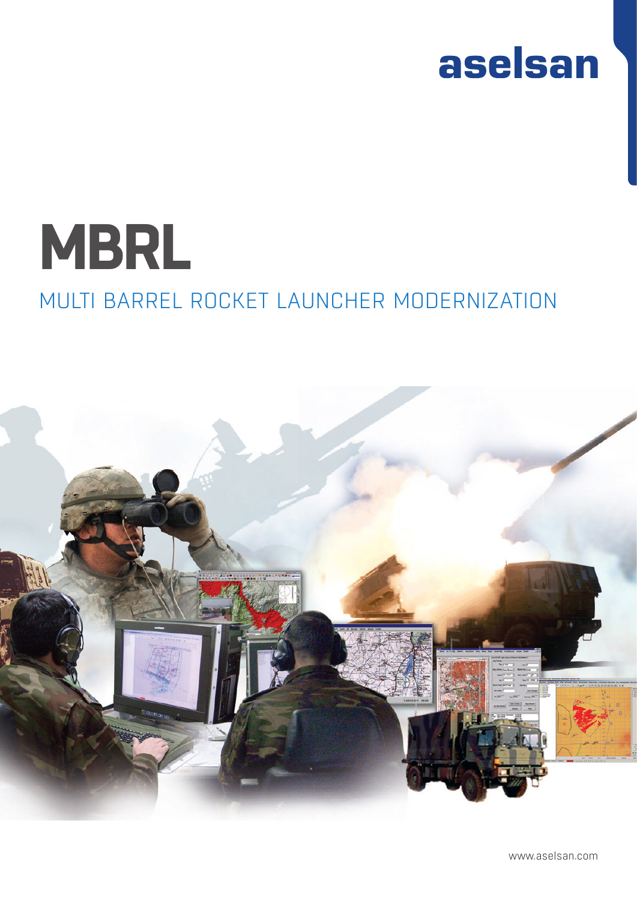aselsan

# MBRL

## MULTI BARREL ROCKET LAUNCHER MODERNIZATION

www.aselsan.com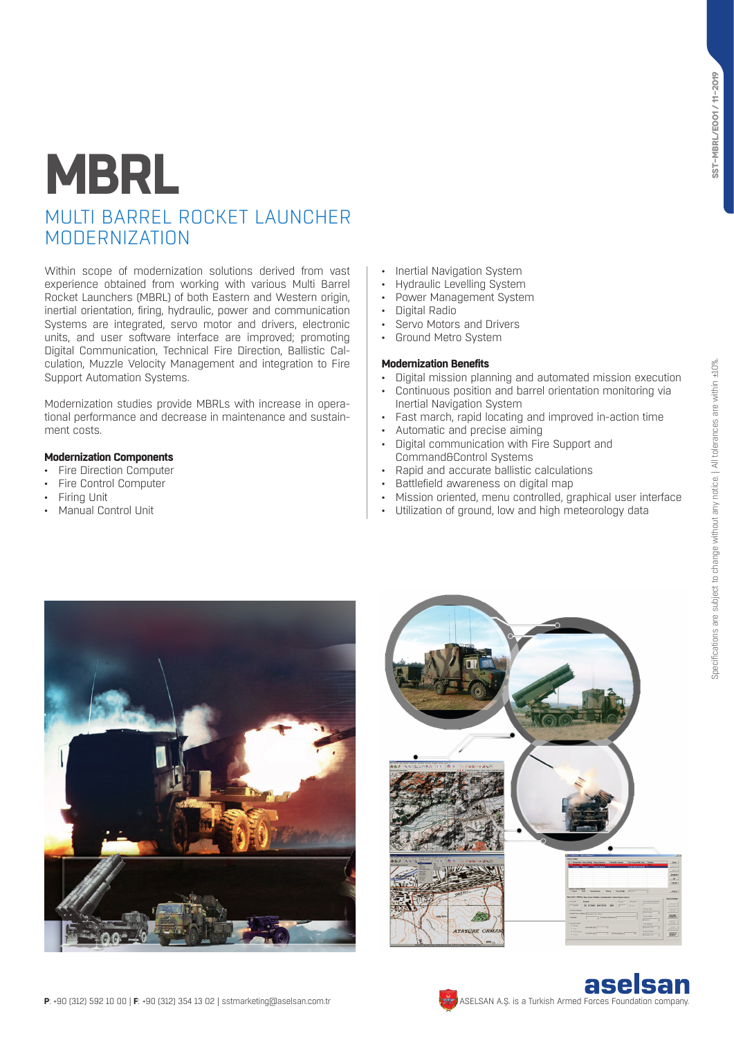# MBRL

## MULTI BARREL ROCKET LAUNCHER MODERNIZATION

Within scope of modernization solutions derived from vast experience obtained from working with various Multi Barrel Rocket Launchers (MBRL) of both Eastern and Western origin, inertial orientation, firing, hydraulic, power and communication Systems are integrated, servo motor and drivers, electronic units, and user software interface are improved; promoting Digital Communication, Technical Fire Direction, Ballistic Calculation, Muzzle Velocity Management and integration to Fire Support Automation Systems.

Modernization studies provide MBRLs with increase in operational performance and decrease in maintenance and sustainment costs.

**Modernization Components**

- Fire Direction Computer
- Fire Control Computer
- Firing Unit
- Manual Control Unit
- Inertial Navigation System
- Hydraulic Levelling System
- Power Management System
- Digital Radio
- Servo Motors and Drivers
- Ground Metro System

**Modernization Benefits**

- Digital mission planning and automated mission execution
- Continuous position and barrel orientation monitoring via Inertial Navigation System
- Fast march, rapid locating and improved in-action time
- Automatic and precise aiming
- Digital communication with Fire Support and Command&Control Systems
- Rapid and accurate ballistic calculations
- Battlefield awareness on digital map
- Mission oriented, menu controlled, graphical user interface
- Utilization of ground, low and high meteorology data

SST-MBRL/EDO1 / 11-2019

Specifications are subject to change without any notice. | All tolerances are within ±10%.

**P**: +90 (312) 592 10 00 | **F**: +90 (312) 354 13 02 | sstmarketing@aselsan.com.tr

aselsan

ASELSAN A.Ş. is a Turkish Armed Forces Foundation company.